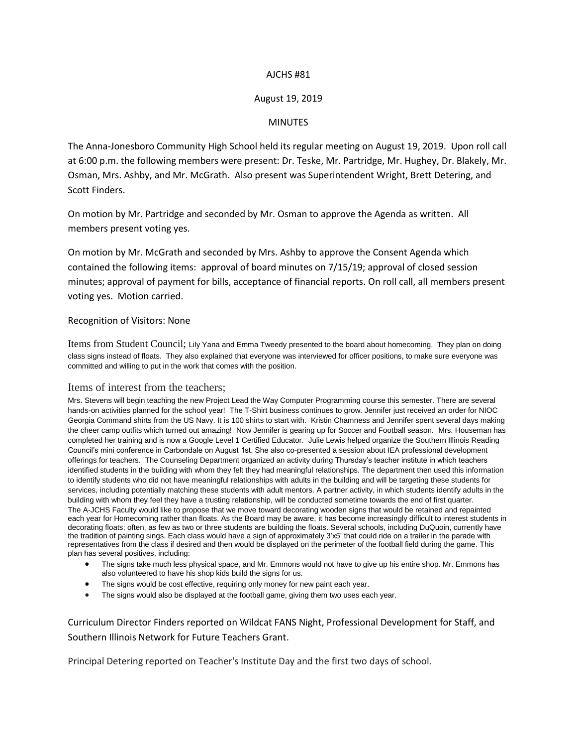AJCHS #81

August 19, 2019

MINUTES

The Anna-Jonesboro Community High School held its regular meeting on August 19, 2019. Upon roll call at 6:00 p.m. the following members were present: Dr. Teske, Mr. Partridge, Mr. Hughey, Dr. Blakely, Mr. Osman, Mrs. Ashby, and Mr. McGrath. Also present was Superintendent Wright, Brett Detering, and Scott Finders.

On motion by Mr. Partridge and seconded by Mr. Osman to approve the Agenda as written. All members present voting yes.

On motion by Mr. McGrath and seconded by Mrs. Ashby to approve the Consent Agenda which contained the following items: approval of board minutes on 7/15/19; approval of closed session minutes; approval of payment for bills, acceptance of financial reports. On roll call, all members present voting yes. Motion carried.

Recognition of Visitors: None

Items from Student Council; Lily Yana and Emma Tweedy presented to the board about homecoming. They plan on doing class signs instead of floats. They also explained that everyone was interviewed for officer positions, to make sure everyone was committed and willing to put in the work that comes with the position.

Items of interest from the teachers;

Mrs. Stevens will begin teaching the new Project Lead the Way Computer Programming course this semester. There are several hands-on activities planned for the school year! The T-Shirt business continues to grow. Jennifer just received an order for NIOC Georgia Command shirts from the US Navy. It is 100 shirts to start with. Kristin Chamness and Jennifer spent several days making the cheer camp outfits which turned out amazing! Now Jennifer is gearing up for Soccer and Football season. Mrs. Houseman has completed her training and is now a Google Level 1 Certified Educator. Julie Lewis helped organize the Southern Illinois Reading Council's mini conference in Carbondale on August 1st. She also co-presented a session about IEA professional development offerings for teachers. The Counseling Department organized an activity during Thursday's teacher institute in which teachers identified students in the building with whom they felt they had meaningful relationships. The department then used this information to identify students who did not have meaningful relationships with adults in the building and will be targeting these students for services, including potentially matching these students with adult mentors. A partner activity, in which students identify adults in the building with whom they feel they have a trusting relationship, will be conducted sometime towards the end of first quarter.

The A-JCHS Faculty would like to propose that we move toward decorating wooden signs that would be retained and repainted each year for Homecoming rather than floats. As the Board may be aware, it has become increasingly difficult to interest students in decorating floats; often, as few as two or three students are building the floats. Several schools, including DuQuoin, currently have the tradition of painting sings. Each class would have a sign of approximately 3'x5' that could ride on a trailer in the parade with representatives from the class if desired and then would be displayed on the perimeter of the football field during the game. This plan has several positives, including:

- The signs take much less physical space, and Mr. Emmons would not have to give up his entire shop. Mr. Emmons has also volunteered to have his shop kids build the signs for us.
- The signs would be cost effective, requiring only money for new paint each year.
- The signs would also be displayed at the football game, giving them two uses each year.

Curriculum Director Finders reported on Wildcat FANS Night, Professional Development for Staff, and Southern Illinois Network for Future Teachers Grant.

Principal Detering reported on Teacher's Institute Day and the first two days of school.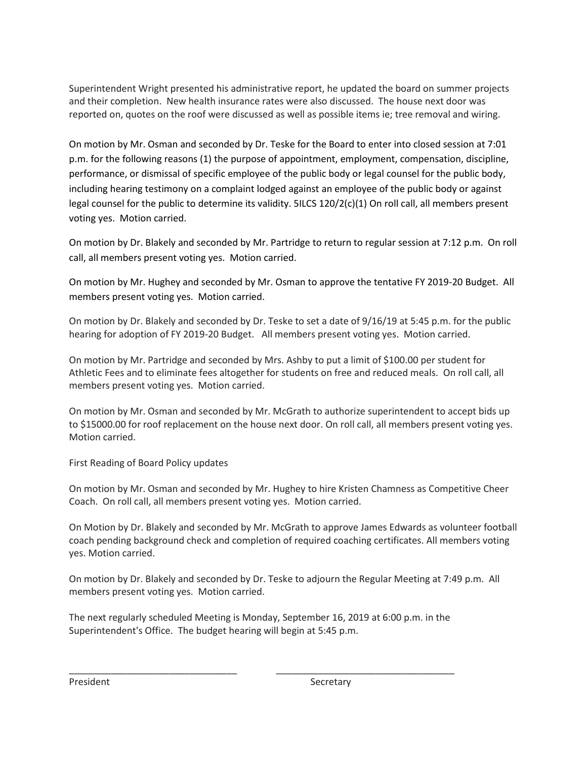Superintendent Wright presented his administrative report, he updated the board on summer projects and their completion. New health insurance rates were also discussed. The house next door was reported on, quotes on the roof were discussed as well as possible items ie; tree removal and wiring.

On motion by Mr. Osman and seconded by Dr. Teske for the Board to enter into closed session at 7:01 p.m. for the following reasons (1) the purpose of appointment, employment, compensation, discipline, performance, or dismissal of specific employee of the public body or legal counsel for the public body, including hearing testimony on a complaint lodged against an employee of the public body or against legal counsel for the public to determine its validity. 5ILCS 120/2(c)(1) On roll call, all members present voting yes. Motion carried.

On motion by Dr. Blakely and seconded by Mr. Partridge to return to regular session at 7:12 p.m. On roll call, all members present voting yes. Motion carried.

On motion by Mr. Hughey and seconded by Mr. Osman to approve the tentative FY 2019-20 Budget. All members present voting yes. Motion carried.

On motion by Dr. Blakely and seconded by Dr. Teske to set a date of 9/16/19 at 5:45 p.m. for the public hearing for adoption of FY 2019-20 Budget. All members present voting yes. Motion carried.

On motion by Mr. Partridge and seconded by Mrs. Ashby to put a limit of $100.00 per student for Athletic Fees and to eliminate fees altogether for students on free and reduced meals. On roll call, all members present voting yes. Motion carried.

On motion by Mr. Osman and seconded by Mr. McGrath to authorize superintendent to accept bids up to $15000.00 for roof replacement on the house next door. On roll call, all members present voting yes. Motion carried.

First Reading of Board Policy updates

On motion by Mr. Osman and seconded by Mr. Hughey to hire Kristen Chamness as Competitive Cheer Coach. On roll call, all members present voting yes. Motion carried.

On Motion by Dr. Blakely and seconded by Mr. McGrath to approve James Edwards as volunteer football coach pending background check and completion of required coaching certificates. All members voting yes. Motion carried.

On motion by Dr. Blakely and seconded by Dr. Teske to adjourn the Regular Meeting at 7:49 p.m. All members present voting yes. Motion carried.

The next regularly scheduled Meeting is Monday, September 16, 2019 at 6:00 p.m. in the Superintendent's Office. The budget hearing will begin at 5:45 p.m.

_______________________________ _______________________________

President Secretary